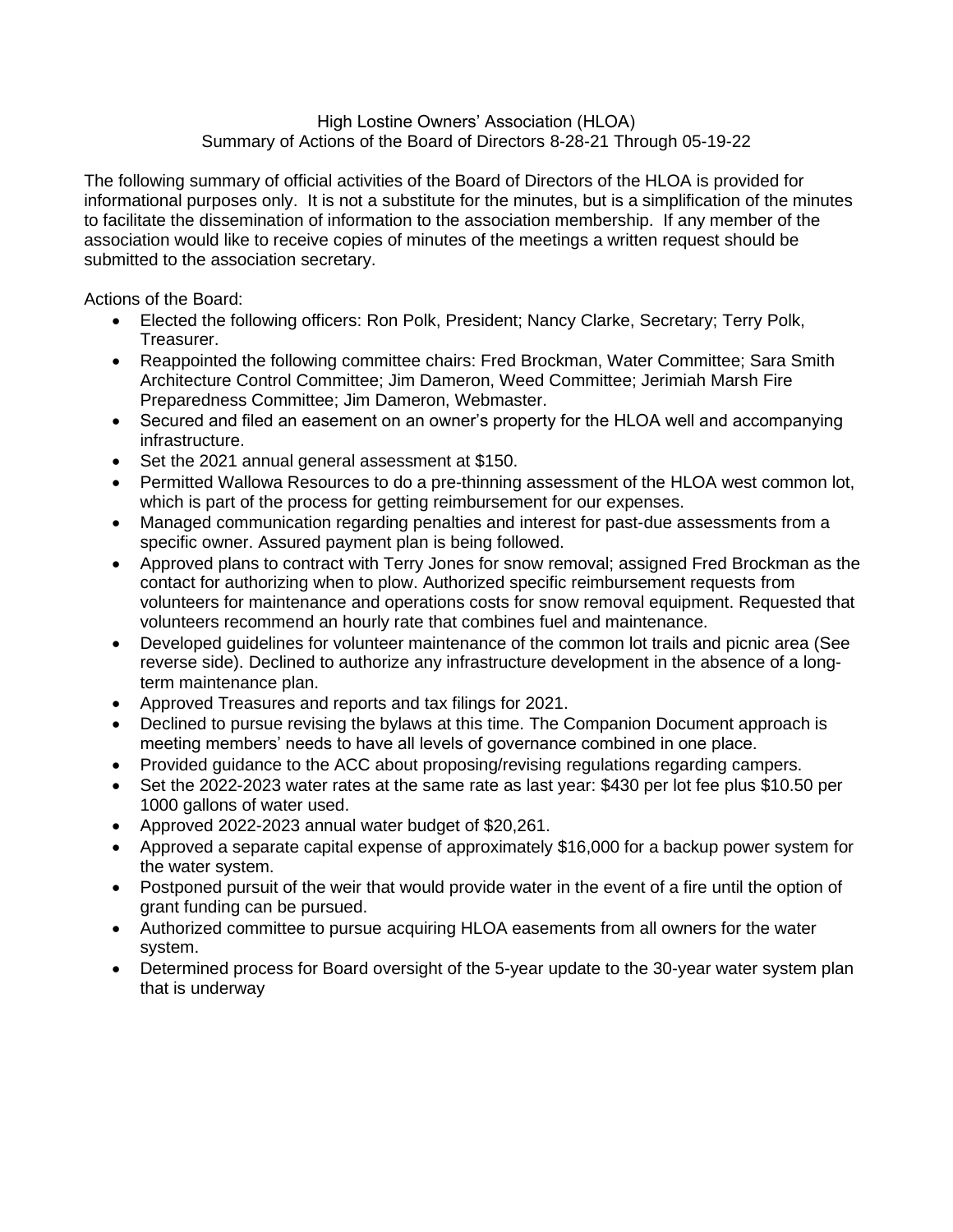# High Lostine Owners' Association (HLOA)
## Summary of Actions of the Board of Directors 8-28-21 Through 05-19-22

The following summary of official activities of the Board of Directors of the HLOA is provided for informational purposes only. It is not a substitute for the minutes, but is a simplification of the minutes to facilitate the dissemination of information to the association membership. If any member of the association would like to receive copies of minutes of the meetings a written request should be submitted to the association secretary.

Actions of the Board:

- Elected the following officers: Ron Polk, President; Nancy Clarke, Secretary; Terry Polk, Treasurer.
- Reappointed the following committee chairs: Fred Brockman, Water Committee; Sara Smith Architecture Control Committee; Jim Dameron, Weed Committee; Jerimiah Marsh Fire Preparedness Committee; Jim Dameron, Webmaster.
- Secured and filed an easement on an owner's property for the HLOA well and accompanying infrastructure.
- Set the 2021 annual general assessment at $150.
- Permitted Wallowa Resources to do a pre-thinning assessment of the HLOA west common lot, which is part of the process for getting reimbursement for our expenses.
- Managed communication regarding penalties and interest for past-due assessments from a specific owner. Assured payment plan is being followed.
- Approved plans to contract with Terry Jones for snow removal; assigned Fred Brockman as the contact for authorizing when to plow. Authorized specific reimbursement requests from volunteers for maintenance and operations costs for snow removal equipment. Requested that volunteers recommend an hourly rate that combines fuel and maintenance.
- Developed guidelines for volunteer maintenance of the common lot trails and picnic area (See reverse side). Declined to authorize any infrastructure development in the absence of a long-term maintenance plan.
- Approved Treasures and reports and tax filings for 2021.
- Declined to pursue revising the bylaws at this time. The Companion Document approach is meeting members' needs to have all levels of governance combined in one place.
- Provided guidance to the ACC about proposing/revising regulations regarding campers.
- Set the 2022-2023 water rates at the same rate as last year: $430 per lot fee plus $10.50 per 1000 gallons of water used.
- Approved 2022-2023 annual water budget of $20,261.
- Approved a separate capital expense of approximately $16,000 for a backup power system for the water system.
- Postponed pursuit of the weir that would provide water in the event of a fire until the option of grant funding can be pursued.
- Authorized committee to pursue acquiring HLOA easements from all owners for the water system.
- Determined process for Board oversight of the 5-year update to the 30-year water system plan that is underway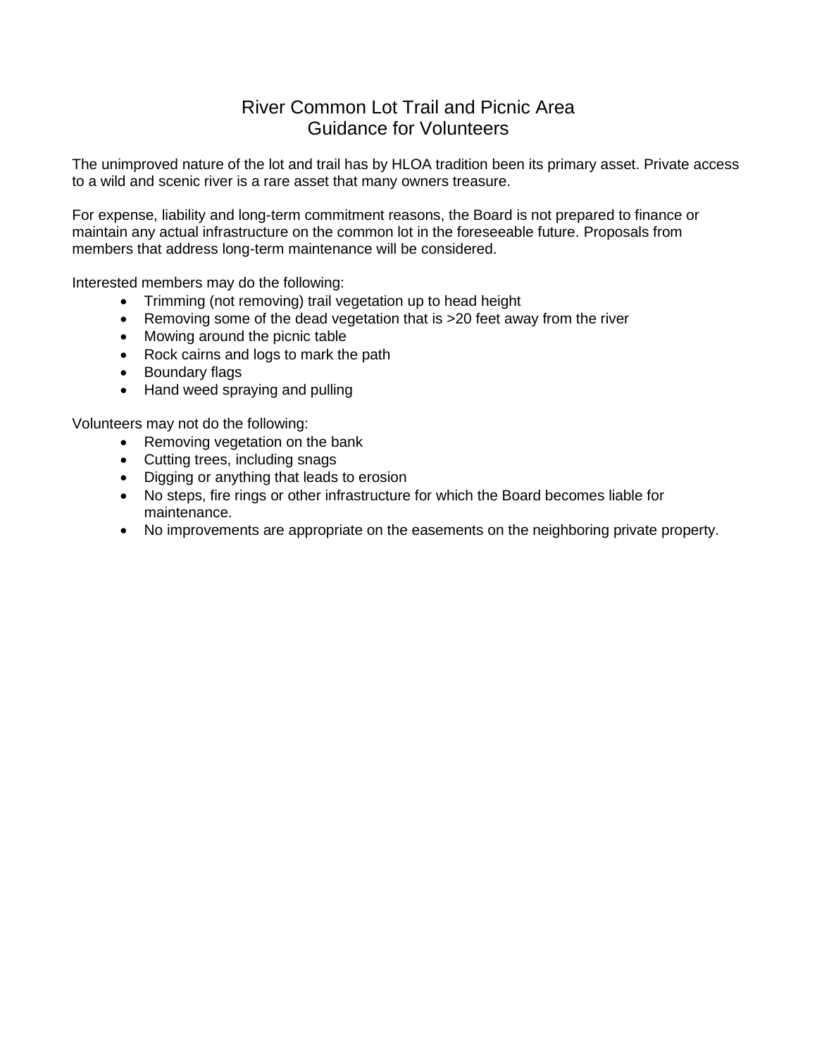# River Common Lot Trail and Picnic Area
## Guidance for Volunteers

The unimproved nature of the lot and trail has by HLOA tradition been its primary asset. Private access to a wild and scenic river is a rare asset that many owners treasure.

For expense, liability and long-term commitment reasons, the Board is not prepared to finance or maintain any actual infrastructure on the common lot in the foreseeable future. Proposals from members that address long-term maintenance will be considered.

Interested members may do the following:

- Trimming (not removing) trail vegetation up to head height
- Removing some of the dead vegetation that is >20 feet away from the river
- Mowing around the picnic table
- Rock cairns and logs to mark the path
- Boundary flags
- Hand weed spraying and pulling

Volunteers may not do the following:

- Removing vegetation on the bank
- Cutting trees, including snags
- Digging or anything that leads to erosion
- No steps, fire rings or other infrastructure for which the Board becomes liable for maintenance.
- No improvements are appropriate on the easements on the neighboring private property.